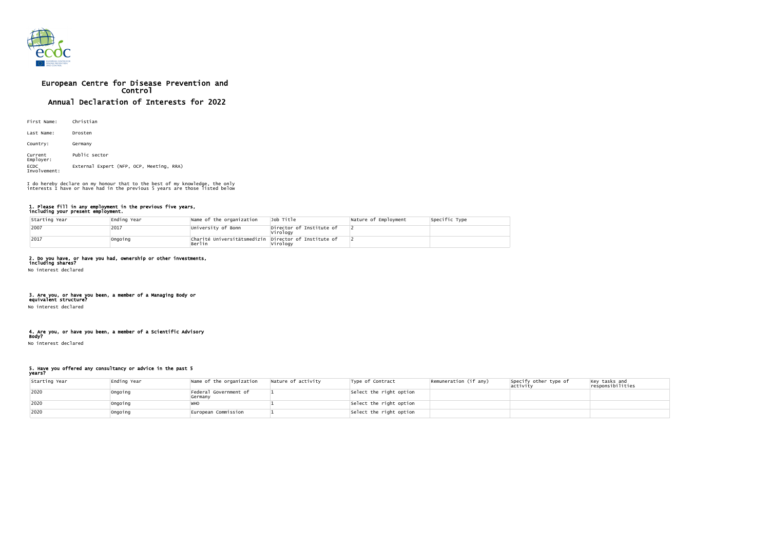# European Centre for Disease Prevention and Control

## Annual Declaration of Interests for 2022

First Name: Christian

Last Name: Drosten

Country: Germany

Current Employer: Public sector

ECDC Involvement: External Expert (NFP, OCP, Meeting, RRA)

I do hereby declare on my honour that to the best of my knowledge, the only interests I have or have had in the previous 5 years are those listed below

### 1. Please fill in any employment in the previous five years, including your present employment.

| Starting Year | Ending Year | Name of the organization | Job Title | Nature of Employment | Specific Type |
|---|---|---|---|---|---|
| 2007 | 2017 | University of Bonn | Director of Institute of Virology | 2 | |
| 2017 | Ongoing | Charité Universitätsmedizin Berlin | Director of Institute of Virology | 2 | |

### 2. Do you have, or have you had, ownership or other investments, including shares?

No interest declared

### 3. Are you, or have you been, a member of a Managing Body or equivalent structure?

No interest declared

### 4. Are you, or have you been, a member of a Scientific Advisory Body?

No interest declared

### 5. Have you offered any consultancy or advice in the past 5 years?

| Starting Year | Ending Year | Name of the organization | Nature of activity | Type of Contract | Remuneration (if any) | Specify other type of activity | Key tasks and responsibilities |
|---|---|---|---|---|---|---|---|
| 2020 | Ongoing | Federal Government of Germany | 1 | Select the right option | | | |
| 2020 | Ongoing | WHO | 1 | Select the right option | | | |
| 2020 | Ongoing | European Commission | 1 | Select the right option | | | |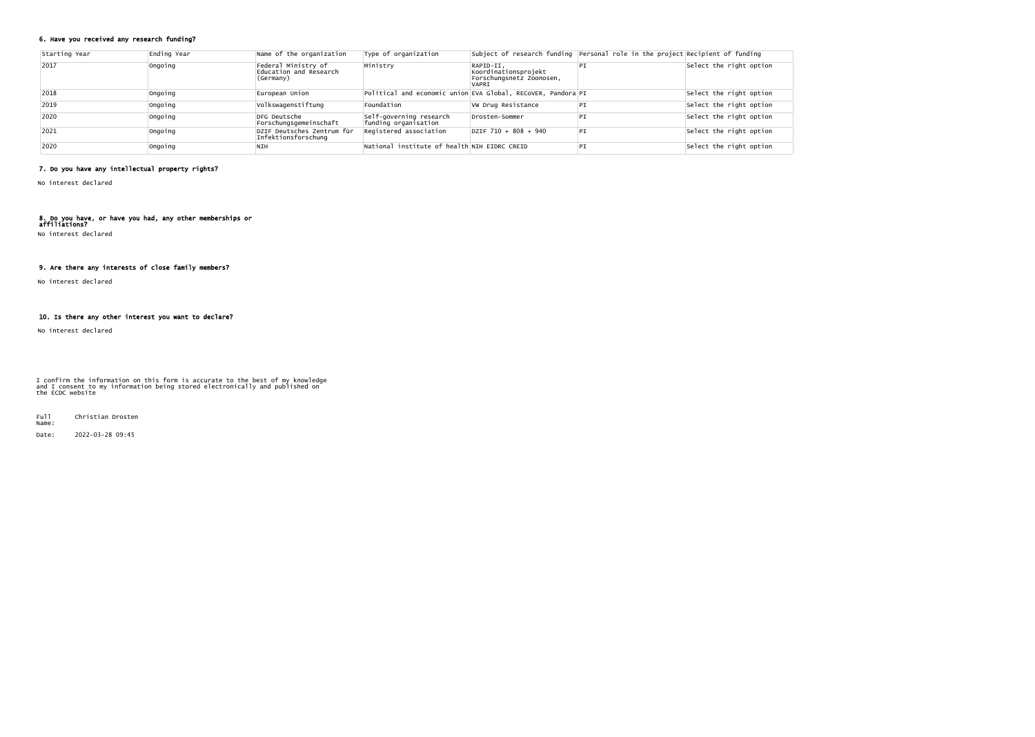### 6. Have you received any research funding?

| Starting Year | Ending Year | Name of the organization | Type of organization | Subject of research funding | Personal role in the project | Recipient of funding |
|---|---|---|---|---|---|---|
| 2017 | Ongoing | Federal Ministry of Education and Research (Germany) | Ministry | RAPID-II, Koordinationsprojekt Forschungsnetz Zoonosen, VAPRI | PI | Select the right option |
| 2018 | Ongoing | European Union | Political and economic union | EVA Global, RECoVER, Pandora | PI | Select the right option |
| 2019 | Ongoing | Volkswagenstiftung | Foundation | VW Drug Resistance | PI | Select the right option |
| 2020 | Ongoing | DFG Deutsche Forschungsgemeinschaft | Self-governing research funding organisation | Drosten-Sommer | PI | Select the right option |
| 2021 | Ongoing | DZIF Deutsches Zentrum für Infektionsforschung | Registered association | DZIF 710 + 808 + 940 | PI | Select the right option |
| 2020 | Ongoing | NIH | National institute of health | NIH EIDRC CREID | PI | Select the right option |

### 7. Do you have any intellectual property rights?

No interest declared

### 8. Do you have, or have you had, any other memberships or affiliations?

No interest declared

### 9. Are there any interests of close family members?

No interest declared

### 10. Is there any other interest you want to declare?

No interest declared

I confirm the information on this form is accurate to the best of my knowledge and I consent to my information being stored electronically and published on the ECDC website

Full Name: Christian Drosten

Date: 2022-03-28 09:45